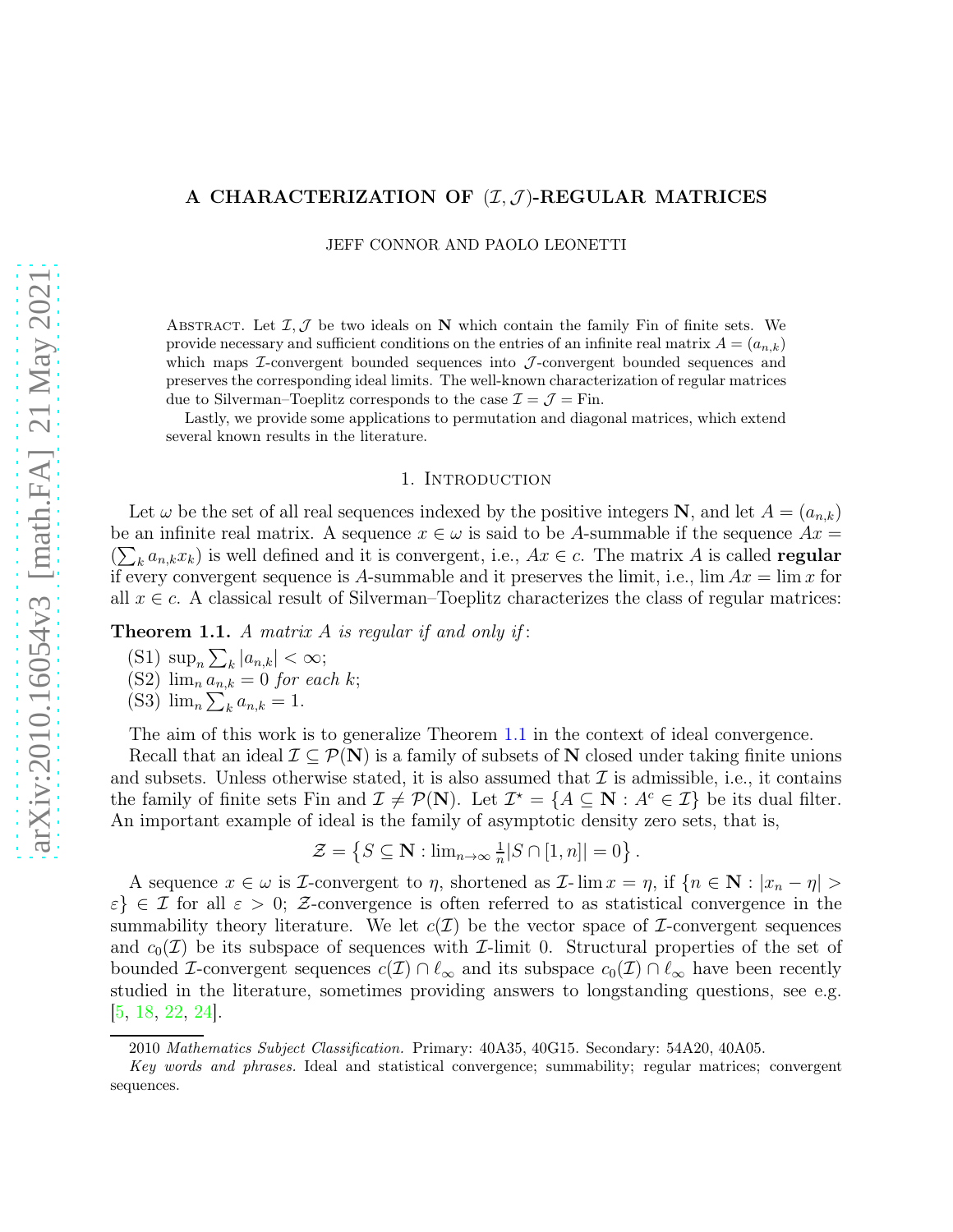# A CHARACTERIZATION OF $(\mathcal{I}, \mathcal{J})$-REGULAR MATRICES

JEFF CONNOR AND PAOLO LEONETTI

Abstract. Let $\mathcal{I}, \mathcal{J}$ be two ideals on $\mathbf{N}$ which contain the family Fin of finite sets. We provide necessary and sufficient conditions on the entries of an infinite real matrix $A = (a_{n,k})$ which maps $\mathcal{I}$-convergent bounded sequences into $\mathcal{J}$-convergent bounded sequences and preserves the corresponding ideal limits. The well-known characterization of regular matrices due to Silverman–Toeplitz corresponds to the case $\mathcal{I} = \mathcal{J} = \mathrm{Fin}$.

Lastly, we provide some applications to permutation and diagonal matrices, which extend several known results in the literature.

## 1. Introduction

Let $\omega$ be the set of all real sequences indexed by the positive integers $\mathbf{N}$, and let $A = (a_{n,k})$ be an infinite real matrix. A sequence $x \in \omega$ is said to be $A$-summable if the sequence $Ax = (\sum_k a_{n,k} x_k)$ is well defined and it is convergent, i.e., $Ax \in c$. The matrix $A$ is called **regular** if every convergent sequence is $A$-summable and it preserves the limit, i.e., $\lim Ax = \lim x$ for all $x \in c$. A classical result of Silverman–Toeplitz characterizes the class of regular matrices:

**Theorem 1.1.** *A matrix $A$ is regular if and only if:*

- (S1) $\sup_n \sum_k |a_{n,k}| < \infty$;
- (S2) $\lim_n a_{n,k} = 0$ *for each* $k$;
- (S3) $\lim_n \sum_k a_{n,k} = 1$.

The aim of this work is to generalize Theorem 1.1 in the context of ideal convergence.

Recall that an ideal $\mathcal{I} \subseteq \mathcal{P}(\mathbf{N})$ is a family of subsets of $\mathbf{N}$ closed under taking finite unions and subsets. Unless otherwise stated, it is also assumed that $\mathcal{I}$ is admissible, i.e., it contains the family of finite sets Fin and $\mathcal{I} \neq \mathcal{P}(\mathbf{N})$. Let $\mathcal{I}^\star = \{A \subseteq \mathbf{N} : A^c \in \mathcal{I}\}$ be its dual filter. An important example of ideal is the family of asymptotic density zero sets, that is,

$$\mathcal{Z} = \left\{ S \subseteq \mathbf{N} : \lim_{n \to \infty} \tfrac{1}{n} |S \cap [1, n]| = 0 \right\}.$$

A sequence $x \in \omega$ is $\mathcal{I}$-convergent to $\eta$, shortened as $\mathcal{I}\text{-}\lim x = \eta$, if $\{n \in \mathbf{N} : |x_n - \eta| > \varepsilon\} \in \mathcal{I}$ for all $\varepsilon > 0$; $\mathcal{Z}$-convergence is often referred to as statistical convergence in the summability theory literature. We let $c(\mathcal{I})$ be the vector space of $\mathcal{I}$-convergent sequences and $c_0(\mathcal{I})$ be its subspace of sequences with $\mathcal{I}$-limit 0. Structural properties of the set of bounded $\mathcal{I}$-convergent sequences $c(\mathcal{I}) \cap \ell_\infty$ and its subspace $c_0(\mathcal{I}) \cap \ell_\infty$ have been recently studied in the literature, sometimes providing answers to longstanding questions, see e.g. [5, 18, 22, 24].

2010 *Mathematics Subject Classification.* Primary: 40A35, 40G15. Secondary: 54A20, 40A05.

*Key words and phrases.* Ideal and statistical convergence; summability; regular matrices; convergent sequences.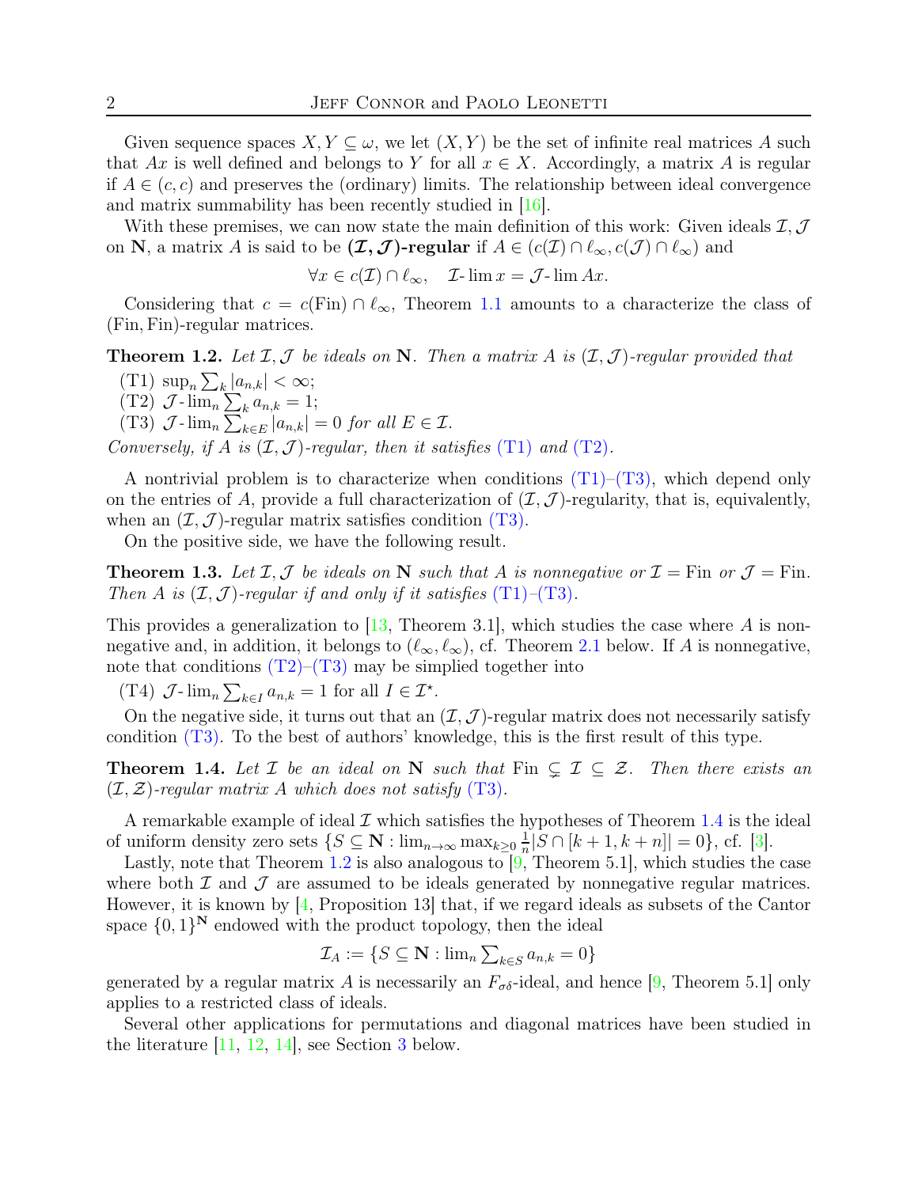Given sequence spaces $X, Y \subseteq \omega$, we let $(X, Y)$ be the set of infinite real matrices $A$ such that $Ax$ is well defined and belongs to $Y$ for all $x \in X$. Accordingly, a matrix $A$ is regular if $A \in (c, c)$ and preserves the (ordinary) limits. The relationship between ideal convergence and matrix summability has been recently studied in [16].

With these premises, we can now state the main definition of this work: Given ideals $\mathcal{I}, \mathcal{J}$ on $\mathbf{N}$, a matrix $A$ is said to be **$(\mathcal{I}, \mathcal{J})$-regular** if $A \in (c(\mathcal{I}) \cap \ell_\infty, c(\mathcal{J}) \cap \ell_\infty)$ and

$$\forall x \in c(\mathcal{I}) \cap \ell_\infty, \quad \mathcal{I}\text{-}\lim x = \mathcal{J}\text{-}\lim Ax.$$

Considering that $c = c(\mathrm{Fin}) \cap \ell_\infty$, Theorem 1.1 amounts to a characterize the class of $(\mathrm{Fin}, \mathrm{Fin})$-regular matrices.

**Theorem 1.2.** *Let $\mathcal{I}, \mathcal{J}$ be ideals on $\mathbf{N}$. Then a matrix $A$ is $(\mathcal{I}, \mathcal{J})$-regular provided that*

- (T1) $\sup_n \sum_k |a_{n,k}| < \infty$;
- (T2) $\mathcal{J}\text{-}\lim_n \sum_k a_{n,k} = 1$;
- (T3) $\mathcal{J}\text{-}\lim_n \sum_{k \in E} |a_{n,k}| = 0$ *for all* $E \in \mathcal{I}$.

*Conversely, if $A$ is $(\mathcal{I}, \mathcal{J})$-regular, then it satisfies (T1) and (T2).*

A nontrivial problem is to characterize when conditions (T1)–(T3), which depend only on the entries of $A$, provide a full characterization of $(\mathcal{I}, \mathcal{J})$-regularity, that is, equivalently, when an $(\mathcal{I}, \mathcal{J})$-regular matrix satisfies condition (T3).

On the positive side, we have the following result.

**Theorem 1.3.** *Let $\mathcal{I}, \mathcal{J}$ be ideals on $\mathbf{N}$ such that $A$ is nonnegative or $\mathcal{I} = \mathrm{Fin}$ or $\mathcal{J} = \mathrm{Fin}$. Then $A$ is $(\mathcal{I}, \mathcal{J})$-regular if and only if it satisfies (T1)–(T3).*

This provides a generalization to [13, Theorem 3.1], which studies the case where $A$ is nonnegative and, in addition, it belongs to $(\ell_\infty, \ell_\infty)$, cf. Theorem 2.1 below. If $A$ is nonnegative, note that conditions (T2)–(T3) may be simplied together into

- (T4) $\mathcal{J}\text{-}\lim_n \sum_{k \in I} a_{n,k} = 1$ for all $I \in \mathcal{I}^\star$.

On the negative side, it turns out that an $(\mathcal{I}, \mathcal{J})$-regular matrix does not necessarily satisfy condition (T3). To the best of authors' knowledge, this is the first result of this type.

**Theorem 1.4.** *Let $\mathcal{I}$ be an ideal on $\mathbf{N}$ such that $\mathrm{Fin} \subsetneq \mathcal{I} \subseteq \mathcal{Z}$. Then there exists an $(\mathcal{I}, \mathcal{Z})$-regular matrix $A$ which does not satisfy (T3).*

A remarkable example of ideal $\mathcal{I}$ which satisfies the hypotheses of Theorem 1.4 is the ideal of uniform density zero sets $\{S \subseteq \mathbf{N} : \lim_{n \to \infty} \max_{k \geq 0} \frac{1}{n} |S \cap [k+1, k+n]| = 0\}$, cf. [3].

Lastly, note that Theorem 1.2 is also analogous to [9, Theorem 5.1], which studies the case where both $\mathcal{I}$ and $\mathcal{J}$ are assumed to be ideals generated by nonnegative regular matrices. However, it is known by [4, Proposition 13] that, if we regard ideals as subsets of the Cantor space $\{0,1\}^{\mathbf{N}}$ endowed with the product topology, then the ideal

$$\mathcal{I}_A := \{S \subseteq \mathbf{N} : \lim_n \textstyle\sum_{k \in S} a_{n,k} = 0\}$$

generated by a regular matrix $A$ is necessarily an $F_{\sigma\delta}$-ideal, and hence [9, Theorem 5.1] only applies to a restricted class of ideals.

Several other applications for permutations and diagonal matrices have been studied in the literature [11, 12, 14], see Section 3 below.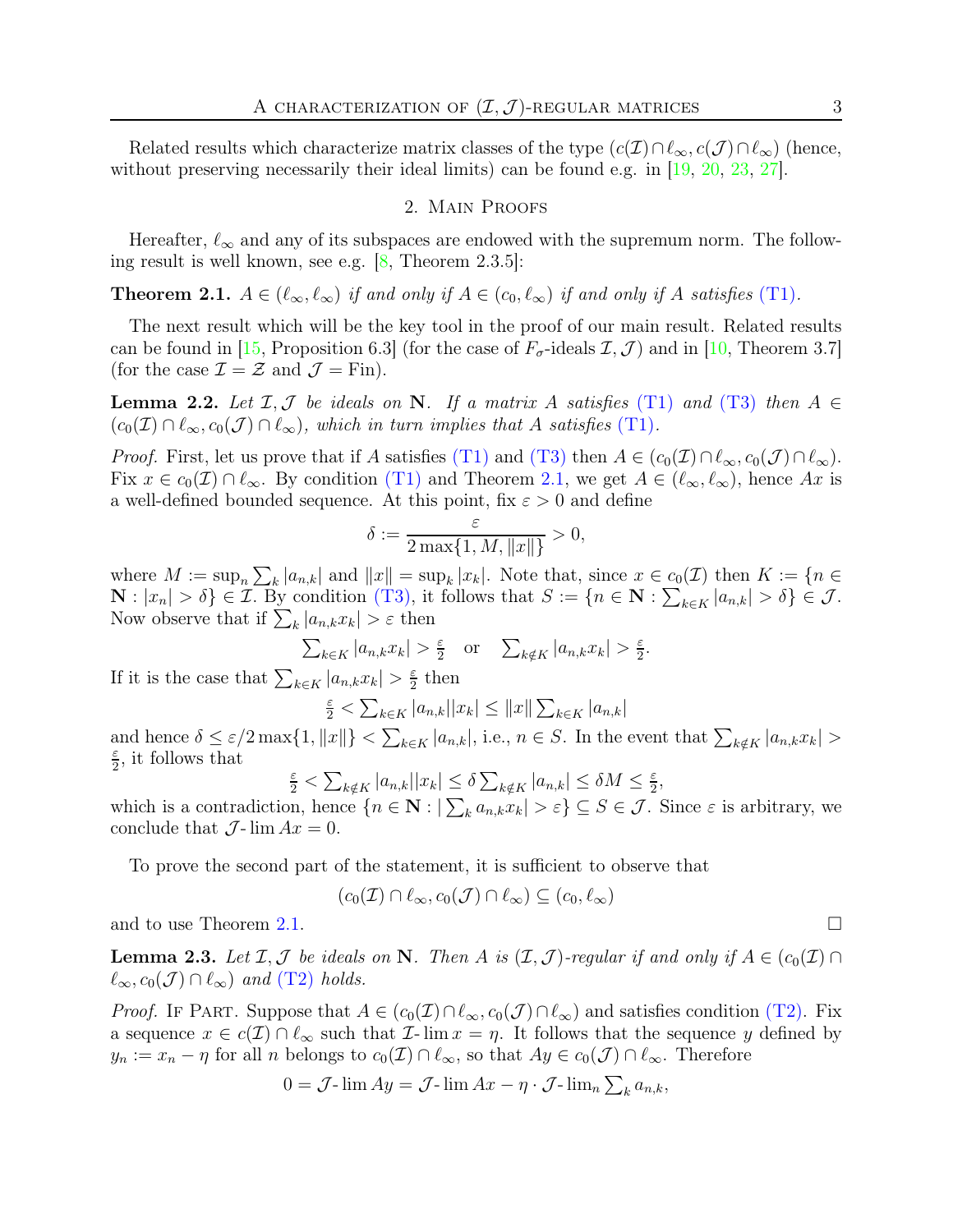Related results which characterize matrix classes of the type $(c(\mathcal{I})\cap\ell_\infty, c(\mathcal{J})\cap\ell_\infty)$ (hence, without preserving necessarily their ideal limits) can be found e.g. in [19, 20, 23, 27].

## 2. Main Proofs

Hereafter, $\ell_\infty$ and any of its subspaces are endowed with the supremum norm. The following result is well known, see e.g. [8, Theorem 2.3.5]:

**Theorem 2.1.** *$A \in (\ell_\infty, \ell_\infty)$ if and only if $A \in (c_0, \ell_\infty)$ if and only if $A$ satisfies (T1).*

The next result which will be the key tool in the proof of our main result. Related results can be found in [15, Proposition 6.3] (for the case of $F_\sigma$-ideals $\mathcal{I}, \mathcal{J}$) and in [10, Theorem 3.7] (for the case $\mathcal{I} = \mathcal{Z}$ and $\mathcal{J} = \mathrm{Fin}$).

**Lemma 2.2.** *Let $\mathcal{I}, \mathcal{J}$ be ideals on $\mathbf{N}$. If a matrix $A$ satisfies (T1) and (T3) then $A \in (c_0(\mathcal{I})\cap\ell_\infty, c_0(\mathcal{J})\cap\ell_\infty)$, which in turn implies that $A$ satisfies (T1).*

*Proof.* First, let us prove that if $A$ satisfies (T1) and (T3) then $A \in (c_0(\mathcal{I})\cap\ell_\infty, c_0(\mathcal{J})\cap\ell_\infty)$. Fix $x \in c_0(\mathcal{I})\cap\ell_\infty$. By condition (T1) and Theorem 2.1, we get $A \in (\ell_\infty, \ell_\infty)$, hence $Ax$ is a well-defined bounded sequence. At this point, fix $\varepsilon > 0$ and define

$$\delta := \frac{\varepsilon}{2\max\{1, M, \|x\|\}} > 0,$$

where $M := \sup_n \sum_k |a_{n,k}|$ and $\|x\| = \sup_k |x_k|$. Note that, since $x \in c_0(\mathcal{I})$ then $K := \{n \in \mathbf{N} : |x_n| > \delta\} \in \mathcal{I}$. By condition (T3), it follows that $S := \{n \in \mathbf{N} : \sum_{k\in K} |a_{n,k}| > \delta\} \in \mathcal{J}$. Now observe that if $\sum_k |a_{n,k}x_k| > \varepsilon$ then

$$\textstyle\sum_{k\in K} |a_{n,k}x_k| > \frac{\varepsilon}{2} \quad \text{or} \quad \sum_{k\notin K} |a_{n,k}x_k| > \frac{\varepsilon}{2}.$$

If it is the case that $\sum_{k\in K} |a_{n,k}x_k| > \frac{\varepsilon}{2}$ then

$$\textstyle\frac{\varepsilon}{2} < \sum_{k\in K} |a_{n,k}||x_k| \le \|x\| \sum_{k\in K} |a_{n,k}|$$

and hence $\delta \le \varepsilon/2\max\{1, \|x\|\} < \sum_{k\in K} |a_{n,k}|$, i.e., $n \in S$. In the event that $\sum_{k\notin K} |a_{n,k}x_k| > \frac{\varepsilon}{2}$, it follows that

$$\textstyle\frac{\varepsilon}{2} < \sum_{k\notin K} |a_{n,k}||x_k| \le \delta \sum_{k\notin K} |a_{n,k}| \le \delta M \le \frac{\varepsilon}{2},$$

which is a contradiction, hence $\{n \in \mathbf{N} : |\sum_k a_{n,k}x_k| > \varepsilon\} \subseteq S \in \mathcal{J}$. Since $\varepsilon$ is arbitrary, we conclude that $\mathcal{J}\text{-}\lim Ax = 0$.

To prove the second part of the statement, it is sufficient to observe that

$$(c_0(\mathcal{I})\cap\ell_\infty, c_0(\mathcal{J})\cap\ell_\infty) \subseteq (c_0, \ell_\infty)$$

and to use Theorem 2.1. $\square$

**Lemma 2.3.** *Let $\mathcal{I}, \mathcal{J}$ be ideals on $\mathbf{N}$. Then $A$ is $(\mathcal{I}, \mathcal{J})$-regular if and only if $A \in (c_0(\mathcal{I})\cap\ell_\infty, c_0(\mathcal{J})\cap\ell_\infty)$ and (T2) holds.*

*Proof.* If Part. Suppose that $A \in (c_0(\mathcal{I})\cap\ell_\infty, c_0(\mathcal{J})\cap\ell_\infty)$ and satisfies condition (T2). Fix a sequence $x \in c(\mathcal{I})\cap\ell_\infty$ such that $\mathcal{I}\text{-}\lim x = \eta$. It follows that the sequence $y$ defined by $y_n := x_n - \eta$ for all $n$ belongs to $c_0(\mathcal{I})\cap\ell_\infty$, so that $Ay \in c_0(\mathcal{J})\cap\ell_\infty$. Therefore

$$0 = \mathcal{J}\text{-}\lim Ay = \mathcal{J}\text{-}\lim Ax - \eta \cdot \mathcal{J}\text{-}\lim_n \textstyle\sum_k a_{n,k},$$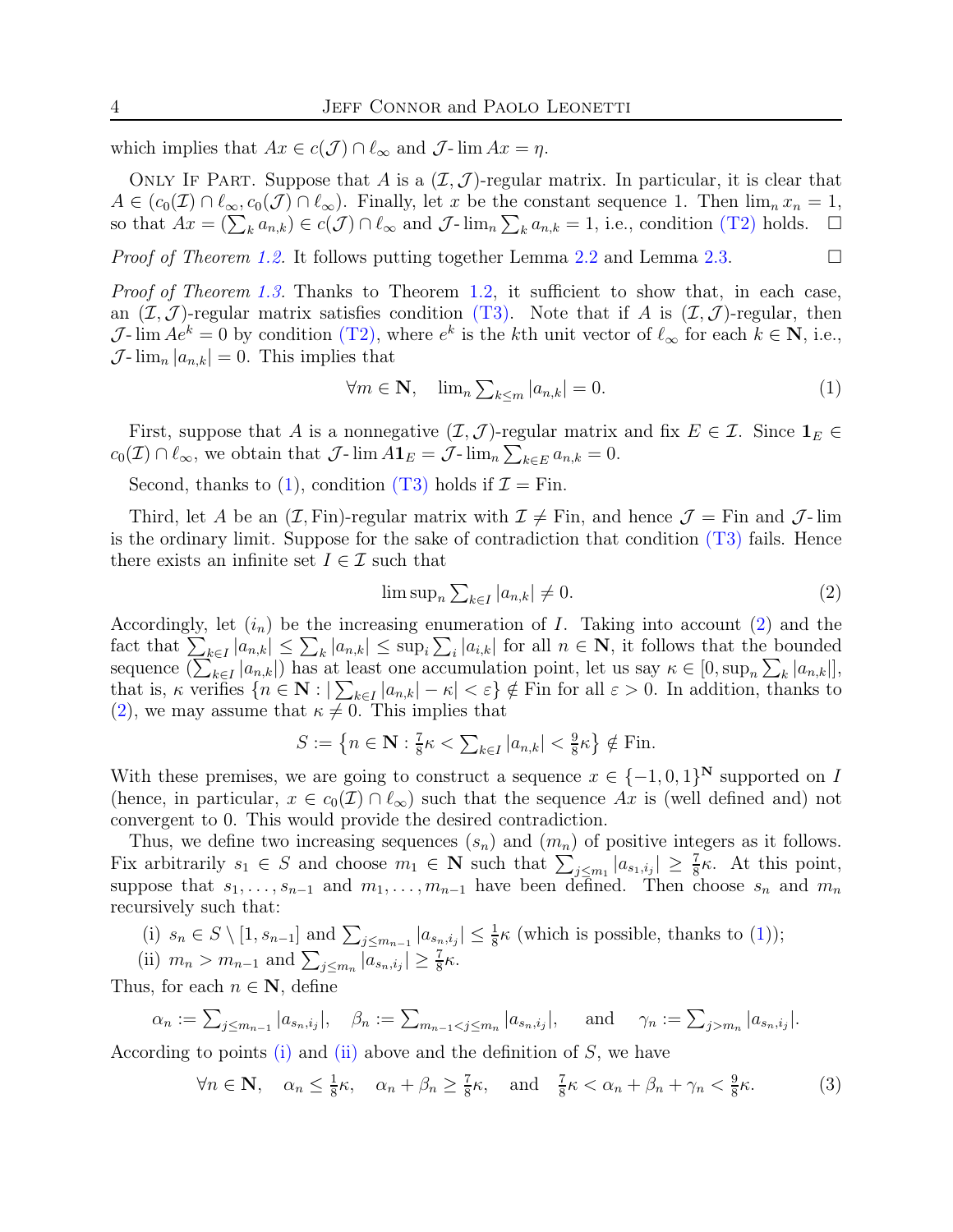which implies that $Ax \in c(\mathcal{J}) \cap \ell_\infty$ and $\mathcal{J}\text{-}\lim Ax = \eta$.

Only If Part. Suppose that $A$ is a $(\mathcal{I},\mathcal{J})$-regular matrix. In particular, it is clear that $A \in (c_0(\mathcal{I}) \cap \ell_\infty, c_0(\mathcal{J}) \cap \ell_\infty)$. Finally, let $x$ be the constant sequence 1. Then $\lim_n x_n = 1$, so that $Ax = (\sum_k a_{n,k}) \in c(\mathcal{J}) \cap \ell_\infty$ and $\mathcal{J}\text{-}\lim_n \sum_k a_{n,k} = 1$, i.e., condition (T2) holds. $\square$

*Proof of Theorem 1.2.* It follows putting together Lemma 2.2 and Lemma 2.3. $\square$

*Proof of Theorem 1.3.* Thanks to Theorem 1.2, it sufficient to show that, in each case, an $(\mathcal{I},\mathcal{J})$-regular matrix satisfies condition (T3). Note that if $A$ is $(\mathcal{I},\mathcal{J})$-regular, then $\mathcal{J}\text{-}\lim Ae^k = 0$ by condition (T2), where $e^k$ is the $k$th unit vector of $\ell_\infty$ for each $k \in \mathbf{N}$, i.e., $\mathcal{J}\text{-}\lim_n |a_{n,k}| = 0$. This implies that

$$\forall m \in \mathbf{N}, \quad \lim_n \sum_{k \le m} |a_{n,k}| = 0. \tag{1}$$

First, suppose that $A$ is a nonnegative $(\mathcal{I},\mathcal{J})$-regular matrix and fix $E \in \mathcal{I}$. Since $\mathbf{1}_E \in c_0(\mathcal{I}) \cap \ell_\infty$, we obtain that $\mathcal{J}\text{-}\lim A\mathbf{1}_E = \mathcal{J}\text{-}\lim_n \sum_{k \in E} a_{n,k} = 0$.

Second, thanks to (1), condition (T3) holds if $\mathcal{I} = \mathrm{Fin}$.

Third, let $A$ be an $(\mathcal{I}, \mathrm{Fin})$-regular matrix with $\mathcal{I} \neq \mathrm{Fin}$, and hence $\mathcal{J} = \mathrm{Fin}$ and $\mathcal{J}\text{-}\lim$ is the ordinary limit. Suppose for the sake of contradiction that condition (T3) fails. Hence there exists an infinite set $I \in \mathcal{I}$ such that

$$\limsup_n \sum_{k \in I} |a_{n,k}| \neq 0. \tag{2}$$

Accordingly, let $(i_n)$ be the increasing enumeration of $I$. Taking into account (2) and the fact that $\sum_{k \in I} |a_{n,k}| \le \sum_k |a_{n,k}| \le \sup_i \sum_i |a_{i,k}|$ for all $n \in \mathbf{N}$, it follows that the bounded sequence $(\sum_{k \in I} |a_{n,k}|)$ has at least one accumulation point, let us say $\kappa \in [0, \sup_n \sum_k |a_{n,k}|]$, that is, $\kappa$ verifies $\{n \in \mathbf{N} : |\sum_{k \in I} |a_{n,k}| - \kappa| < \varepsilon\} \notin \mathrm{Fin}$ for all $\varepsilon > 0$. In addition, thanks to (2), we may assume that $\kappa \neq 0$. This implies that

$$S := \left\{n \in \mathbf{N} : \tfrac{7}{8}\kappa < \sum_{k \in I} |a_{n,k}| < \tfrac{9}{8}\kappa\right\} \notin \mathrm{Fin}.$$

With these premises, we are going to construct a sequence $x \in \{-1,0,1\}^{\mathbf{N}}$ supported on $I$ (hence, in particular, $x \in c_0(\mathcal{I}) \cap \ell_\infty$) such that the sequence $Ax$ is (well defined and) not convergent to 0. This would provide the desired contradiction.

Thus, we define two increasing sequences $(s_n)$ and $(m_n)$ of positive integers as it follows. Fix arbitrarily $s_1 \in S$ and choose $m_1 \in \mathbf{N}$ such that $\sum_{j \le m_1} |a_{s_1,i_j}| \ge \frac{7}{8}\kappa$. At this point, suppose that $s_1, \ldots, s_{n-1}$ and $m_1, \ldots, m_{n-1}$ have been defined. Then choose $s_n$ and $m_n$ recursively such that:

(i) $s_n \in S \setminus [1, s_{n-1}]$ and $\sum_{j \le m_{n-1}} |a_{s_n,i_j}| \le \frac{1}{8}\kappa$ (which is possible, thanks to (1));

(ii) $m_n > m_{n-1}$ and $\sum_{j \le m_n} |a_{s_n,i_j}| \ge \frac{7}{8}\kappa$.

Thus, for each $n \in \mathbf{N}$, define

$$\alpha_n := \sum_{j \le m_{n-1}} |a_{s_n,i_j}|, \quad \beta_n := \sum_{m_{n-1} < j \le m_n} |a_{s_n,i_j}|, \quad \text{and} \quad \gamma_n := \sum_{j > m_n} |a_{s_n,i_j}|.$$

According to points (i) and (ii) above and the definition of $S$, we have

$$\forall n \in \mathbf{N}, \quad \alpha_n \le \tfrac{1}{8}\kappa, \quad \alpha_n + \beta_n \ge \tfrac{7}{8}\kappa, \quad \text{and} \quad \tfrac{7}{8}\kappa < \alpha_n + \beta_n + \gamma_n < \tfrac{9}{8}\kappa. \tag{3}$$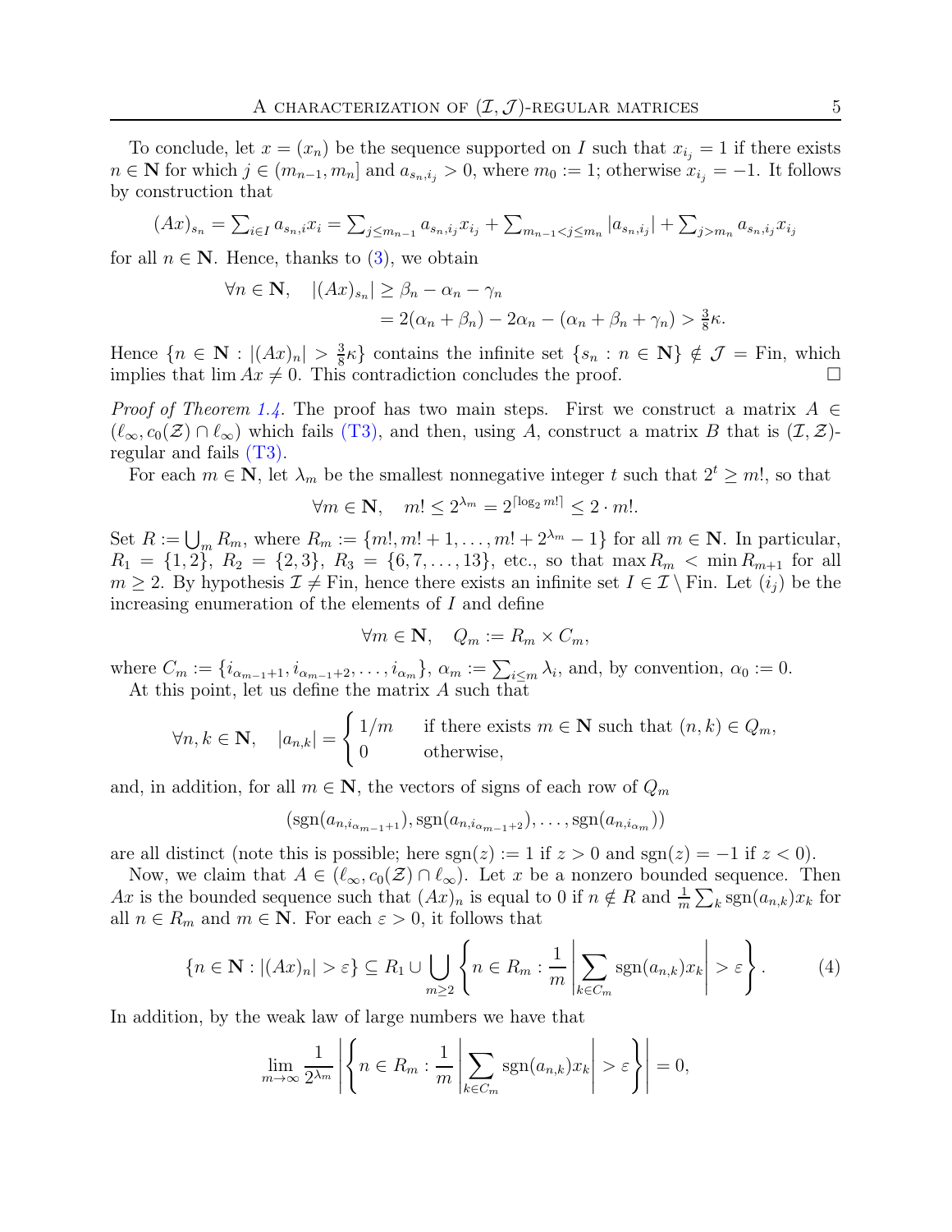To conclude, let $x = (x_n)$ be the sequence supported on $I$ such that $x_{i_j} = 1$ if there exists $n \in \mathbf{N}$ for which $j \in (m_{n-1}, m_n]$ and $a_{s_n,i_j} > 0$, where $m_0 := 1$; otherwise $x_{i_j} = -1$. It follows by construction that

$$(Ax)_{s_n} = \textstyle\sum_{i\in I} a_{s_n,i}x_i = \sum_{j\le m_{n-1}} a_{s_n,i_j}x_{i_j} + \sum_{m_{n-1}<j\le m_n} |a_{s_n,i_j}| + \sum_{j>m_n} a_{s_n,i_j}x_{i_j}$$

for all $n \in \mathbf{N}$. Hence, thanks to (3), we obtain

$$\begin{aligned}\forall n \in \mathbf{N}, \quad |(Ax)_{s_n}| &\ge \beta_n - \alpha_n - \gamma_n \\ &= 2(\alpha_n + \beta_n) - 2\alpha_n - (\alpha_n + \beta_n + \gamma_n) > \tfrac{3}{8}\kappa.\end{aligned}$$

Hence $\{n \in \mathbf{N} : |(Ax)_n| > \frac{3}{8}\kappa\}$ contains the infinite set $\{s_n : n \in \mathbf{N}\} \notin \mathcal{J} = \mathrm{Fin}$, which implies that $\lim Ax \neq 0$. This contradiction concludes the proof. $\square$

*Proof of Theorem 1.4.* The proof has two main steps. First we construct a matrix $A \in (\ell_\infty, c_0(\mathcal{Z}) \cap \ell_\infty)$ which fails (T3), and then, using $A$, construct a matrix $B$ that is $(\mathcal{I}, \mathcal{Z})$-regular and fails (T3).

For each $m \in \mathbf{N}$, let $\lambda_m$ be the smallest nonnegative integer $t$ such that $2^t \ge m!$, so that

$$\forall m \in \mathbf{N}, \quad m! \le 2^{\lambda_m} = 2^{\lceil \log_2 m! \rceil} \le 2 \cdot m!.$$

Set $R := \bigcup_m R_m$, where $R_m := \{m!, m!+1, \ldots, m! + 2^{\lambda_m} - 1\}$ for all $m \in \mathbf{N}$. In particular, $R_1 = \{1, 2\}$, $R_2 = \{2, 3\}$, $R_3 = \{6, 7, \ldots, 13\}$, etc., so that $\max R_m < \min R_{m+1}$ for all $m \ge 2$. By hypothesis $\mathcal{I} \neq \mathrm{Fin}$, hence there exists an infinite set $I \in \mathcal{I} \setminus \mathrm{Fin}$. Let $(i_j)$ be the increasing enumeration of the elements of $I$ and define

$$\forall m \in \mathbf{N}, \quad Q_m := R_m \times C_m,$$

where $C_m := \{i_{\alpha_{m-1}+1}, i_{\alpha_{m-1}+2}, \ldots, i_{\alpha_m}\}$, $\alpha_m := \sum_{i\le m} \lambda_i$, and, by convention, $\alpha_0 := 0$.

At this point, let us define the matrix $A$ such that

$$\forall n, k \in \mathbf{N}, \quad |a_{n,k}| = \begin{cases} 1/m & \text{if there exists } m \in \mathbf{N} \text{ such that } (n,k) \in Q_m, \\ 0 & \text{otherwise,} \end{cases}$$

and, in addition, for all $m \in \mathbf{N}$, the vectors of signs of each row of $Q_m$

$$(\mathrm{sgn}(a_{n,i_{\alpha_{m-1}+1}}), \mathrm{sgn}(a_{n,i_{\alpha_{m-1}+2}}), \ldots, \mathrm{sgn}(a_{n,i_{\alpha_m}}))$$

are all distinct (note this is possible; here $\mathrm{sgn}(z) := 1$ if $z > 0$ and $\mathrm{sgn}(z) = -1$ if $z < 0$).

Now, we claim that $A \in (\ell_\infty, c_0(\mathcal{Z}) \cap \ell_\infty)$. Let $x$ be a nonzero bounded sequence. Then $Ax$ is the bounded sequence such that $(Ax)_n$ is equal to $0$ if $n \notin R$ and $\frac{1}{m}\sum_k \mathrm{sgn}(a_{n,k})x_k$ for all $n \in R_m$ and $m \in \mathbf{N}$. For each $\varepsilon > 0$, it follows that

$$\{n \in \mathbf{N} : |(Ax)_n| > \varepsilon\} \subseteq R_1 \cup \bigcup_{m\ge 2} \left\{ n \in R_m : \frac{1}{m}\left|\sum_{k\in C_m} \mathrm{sgn}(a_{n,k})x_k\right| > \varepsilon \right\}. \tag{4}$$

In addition, by the weak law of large numbers we have that

$$\lim_{m\to\infty} \frac{1}{2^{\lambda_m}} \left| \left\{ n \in R_m : \frac{1}{m}\left|\sum_{k\in C_m} \mathrm{sgn}(a_{n,k})x_k\right| > \varepsilon \right\} \right| = 0,$$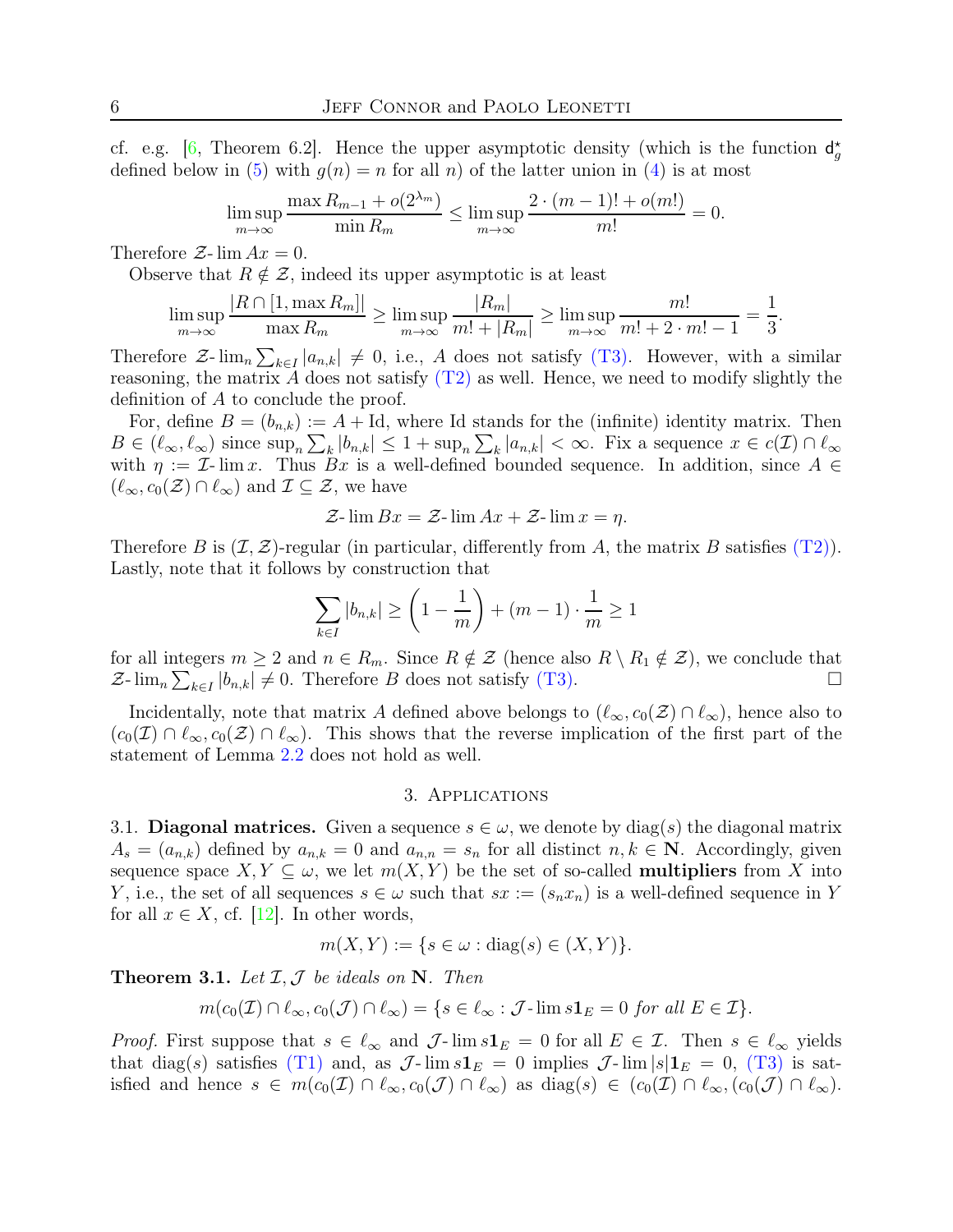cf. e.g. [6, Theorem 6.2]. Hence the upper asymptotic density (which is the function $\mathsf{d}_g^\star$ defined below in (5) with $g(n) = n$ for all $n$) of the latter union in (4) is at most

$$\limsup_{m\to\infty} \frac{\max R_{m-1} + o(2^{\lambda_m})}{\min R_m} \le \limsup_{m\to\infty} \frac{2\cdot (m-1)! + o(m!)}{m!} = 0.$$

Therefore $\mathcal{Z}\text{-}\lim Ax = 0$.

Observe that $R \notin \mathcal{Z}$, indeed its upper asymptotic is at least

$$\limsup_{m\to\infty} \frac{|R\cap [1, \max R_m]|}{\max R_m} \ge \limsup_{m\to\infty} \frac{|R_m|}{m! + |R_m|} \ge \limsup_{m\to\infty} \frac{m!}{m! + 2\cdot m! - 1} = \frac{1}{3}.$$

Therefore $\mathcal{Z}\text{-}\lim_n \sum_{k\in I} |a_{n,k}| \neq 0$, i.e., $A$ does not satisfy (T3). However, with a similar reasoning, the matrix $A$ does not satisfy (T2) as well. Hence, we need to modify slightly the definition of $A$ to conclude the proof.

For, define $B = (b_{n,k}) := A + \mathrm{Id}$, where Id stands for the (infinite) identity matrix. Then $B \in (\ell_\infty, \ell_\infty)$ since $\sup_n \sum_k |b_{n,k}| \le 1 + \sup_n \sum_k |a_{n,k}| < \infty$. Fix a sequence $x \in c(\mathcal{I}) \cap \ell_\infty$ with $\eta := \mathcal{I}\text{-}\lim x$. Thus $Bx$ is a well-defined bounded sequence. In addition, since $A \in (\ell_\infty, c_0(\mathcal{Z}) \cap \ell_\infty)$ and $\mathcal{I} \subseteq \mathcal{Z}$, we have

$$\mathcal{Z}\text{-}\lim Bx = \mathcal{Z}\text{-}\lim Ax + \mathcal{Z}\text{-}\lim x = \eta.$$

Therefore $B$ is $(\mathcal{I}, \mathcal{Z})$-regular (in particular, differently from $A$, the matrix $B$ satisfies (T2)). Lastly, note that it follows by construction that

$$\sum_{k\in I} |b_{n,k}| \ge \left(1 - \frac{1}{m}\right) + (m-1)\cdot \frac{1}{m} \ge 1$$

for all integers $m \ge 2$ and $n \in R_m$. Since $R \notin \mathcal{Z}$ (hence also $R \setminus R_1 \notin \mathcal{Z}$), we conclude that $\mathcal{Z}\text{-}\lim_n \sum_{k\in I} |b_{n,k}| \neq 0$. Therefore $B$ does not satisfy (T3). □

Incidentally, note that matrix $A$ defined above belongs to $(\ell_\infty, c_0(\mathcal{Z}) \cap \ell_\infty)$, hence also to $(c_0(\mathcal{I}) \cap \ell_\infty, c_0(\mathcal{Z}) \cap \ell_\infty)$. This shows that the reverse implication of the first part of the statement of Lemma 2.2 does not hold as well.

## 3. Applications

**3.1. Diagonal matrices.** Given a sequence $s \in \omega$, we denote by $\mathrm{diag}(s)$ the diagonal matrix $A_s = (a_{n,k})$ defined by $a_{n,k} = 0$ and $a_{n,n} = s_n$ for all distinct $n, k \in \mathbf{N}$. Accordingly, given sequence space $X, Y \subseteq \omega$, we let $m(X, Y)$ be the set of so-called **multipliers** from $X$ into $Y$, i.e., the set of all sequences $s \in \omega$ such that $sx := (s_n x_n)$ is a well-defined sequence in $Y$ for all $x \in X$, cf. [12]. In other words,

$$m(X, Y) := \{s \in \omega : \mathrm{diag}(s) \in (X, Y)\}.$$

**Theorem 3.1.** *Let $\mathcal{I}, \mathcal{J}$ be ideals on $\mathbf{N}$. Then*

$$m(c_0(\mathcal{I}) \cap \ell_\infty, c_0(\mathcal{J}) \cap \ell_\infty) = \{s \in \ell_\infty : \mathcal{J}\text{-}\lim s\mathbf{1}_E = 0 \text{ for all } E \in \mathcal{I}\}.$$

*Proof.* First suppose that $s \in \ell_\infty$ and $\mathcal{J}\text{-}\lim s\mathbf{1}_E = 0$ for all $E \in \mathcal{I}$. Then $s \in \ell_\infty$ yields that $\mathrm{diag}(s)$ satisfies (T1) and, as $\mathcal{J}\text{-}\lim s\mathbf{1}_E = 0$ implies $\mathcal{J}\text{-}\lim |s|\mathbf{1}_E = 0$, (T3) is satisfied and hence $s \in m(c_0(\mathcal{I}) \cap \ell_\infty, c_0(\mathcal{J}) \cap \ell_\infty)$ as $\mathrm{diag}(s) \in (c_0(\mathcal{I}) \cap \ell_\infty, (c_0(\mathcal{J}) \cap \ell_\infty)$.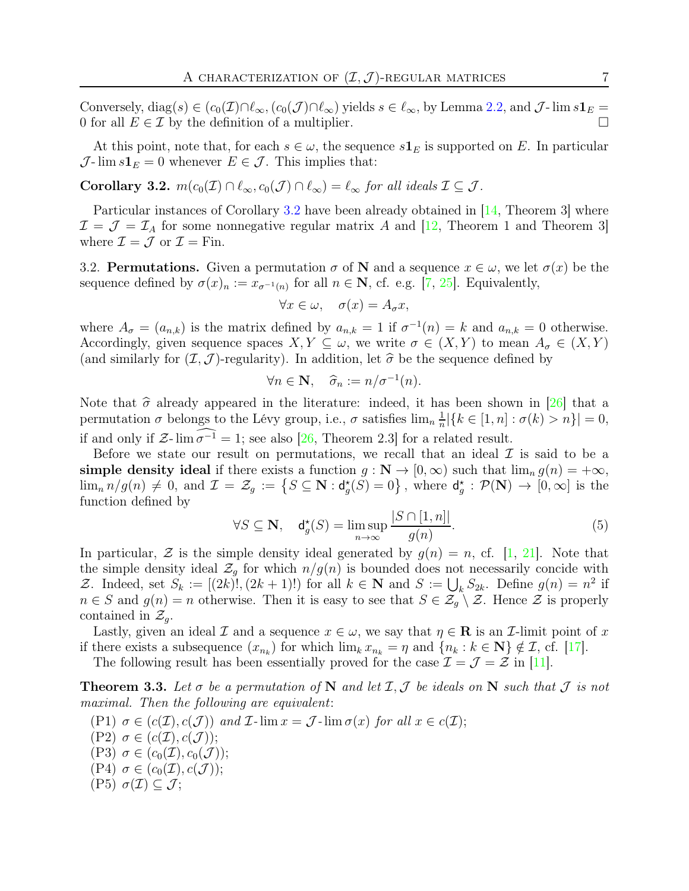Conversely, $\mathrm{diag}(s) \in (c_0(\mathcal{I})\cap\ell_\infty, (c_0(\mathcal{J})\cap\ell_\infty)$ yields $s \in \ell_\infty$, by Lemma 2.2, and $\mathcal{J}\text{-}\lim s\mathbf{1}_E = 0$ for all $E \in \mathcal{I}$ by the definition of a multiplier. □

At this point, note that, for each $s \in \omega$, the sequence $s\mathbf{1}_E$ is supported on $E$. In particular $\mathcal{J}\text{-}\lim s\mathbf{1}_E = 0$ whenever $E \in \mathcal{J}$. This implies that:

**Corollary 3.2.** *$m(c_0(\mathcal{I}) \cap \ell_\infty, c_0(\mathcal{J}) \cap \ell_\infty) = \ell_\infty$ for all ideals $\mathcal{I} \subseteq \mathcal{J}$.*

Particular instances of Corollary 3.2 have been already obtained in [14, Theorem 3] where $\mathcal{I} = \mathcal{J} = \mathcal{I}_A$ for some nonnegative regular matrix $A$ and [12, Theorem 1 and Theorem 3] where $\mathcal{I} = \mathcal{J}$ or $\mathcal{I} = \mathrm{Fin}$.

3.2. **Permutations.** Given a permutation $\sigma$ of $\mathbf{N}$ and a sequence $x \in \omega$, we let $\sigma(x)$ be the sequence defined by $\sigma(x)_n := x_{\sigma^{-1}(n)}$ for all $n \in \mathbf{N}$, cf. e.g. [7, 25]. Equivalently,

$$\forall x \in \omega, \quad \sigma(x) = A_\sigma x,$$

where $A_\sigma = (a_{n,k})$ is the matrix defined by $a_{n,k} = 1$ if $\sigma^{-1}(n) = k$ and $a_{n,k} = 0$ otherwise. Accordingly, given sequence spaces $X, Y \subseteq \omega$, we write $\sigma \in (X, Y)$ to mean $A_\sigma \in (X, Y)$ (and similarly for $(\mathcal{I}, \mathcal{J})$-regularity). In addition, let $\widehat{\sigma}$ be the sequence defined by

$$\forall n \in \mathbf{N}, \quad \widehat{\sigma}_n := n/\sigma^{-1}(n).$$

Note that $\widehat{\sigma}$ already appeared in the literature: indeed, it has been shown in [26] that a permutation $\sigma$ belongs to the Lévy group, i.e., $\sigma$ satisfies $\lim_n \frac{1}{n}|\{k \in [1, n] : \sigma(k) > n\}| = 0$, if and only if $\mathcal{Z}\text{-}\lim \widehat{\sigma^{-1}} = 1$; see also [26, Theorem 2.3] for a related result.

Before we state our result on permutations, we recall that an ideal $\mathcal{I}$ is said to be a **simple density ideal** if there exists a function $g : \mathbf{N} \to [0, \infty)$ such that $\lim_n g(n) = +\infty$, $\lim_n n/g(n) \neq 0$, and $\mathcal{I} = \mathcal{Z}_g := \{S \subseteq \mathbf{N} : \mathsf{d}^\star_g(S) = 0\}$, where $\mathsf{d}^\star_g : \mathcal{P}(\mathbf{N}) \to [0, \infty]$ is the function defined by

$$\forall S \subseteq \mathbf{N}, \quad \mathsf{d}^\star_g(S) = \limsup_{n\to\infty} \frac{|S \cap [1, n]|}{g(n)}. \tag{5}$$

In particular, $\mathcal{Z}$ is the simple density ideal generated by $g(n) = n$, cf. [1, 21]. Note that the simple density ideal $\mathcal{Z}_g$ for which $n/g(n)$ is bounded does not necessarily concide with $\mathcal{Z}$. Indeed, set $S_k := [(2k)!, (2k+1)!)$ for all $k \in \mathbf{N}$ and $S := \bigcup_k S_{2k}$. Define $g(n) = n^2$ if $n \in S$ and $g(n) = n$ otherwise. Then it is easy to see that $S \in \mathcal{Z}_g \setminus \mathcal{Z}$. Hence $\mathcal{Z}$ is properly contained in $\mathcal{Z}_g$.

Lastly, given an ideal $\mathcal{I}$ and a sequence $x \in \omega$, we say that $\eta \in \mathbf{R}$ is an $\mathcal{I}$-limit point of $x$ if there exists a subsequence $(x_{n_k})$ for which $\lim_k x_{n_k} = \eta$ and $\{n_k : k \in \mathbf{N}\} \notin \mathcal{I}$, cf. [17].

The following result has been essentially proved for the case $\mathcal{I} = \mathcal{J} = \mathcal{Z}$ in [11].

**Theorem 3.3.** *Let $\sigma$ be a permutation of $\mathbf{N}$ and let $\mathcal{I}, \mathcal{J}$ be ideals on $\mathbf{N}$ such that $\mathcal{J}$ is not maximal. Then the following are equivalent:*

(P1) $\sigma \in (c(\mathcal{I}), c(\mathcal{J}))$ *and* $\mathcal{I}\text{-}\lim x = \mathcal{J}\text{-}\lim \sigma(x)$ *for all* $x \in c(\mathcal{I})$;
(P2) $\sigma \in (c(\mathcal{I}), c(\mathcal{J}))$;
(P3) $\sigma \in (c_0(\mathcal{I}), c_0(\mathcal{J}))$;
(P4) $\sigma \in (c_0(\mathcal{I}), c(\mathcal{J}))$;
(P5) $\sigma(\mathcal{I}) \subseteq \mathcal{J}$;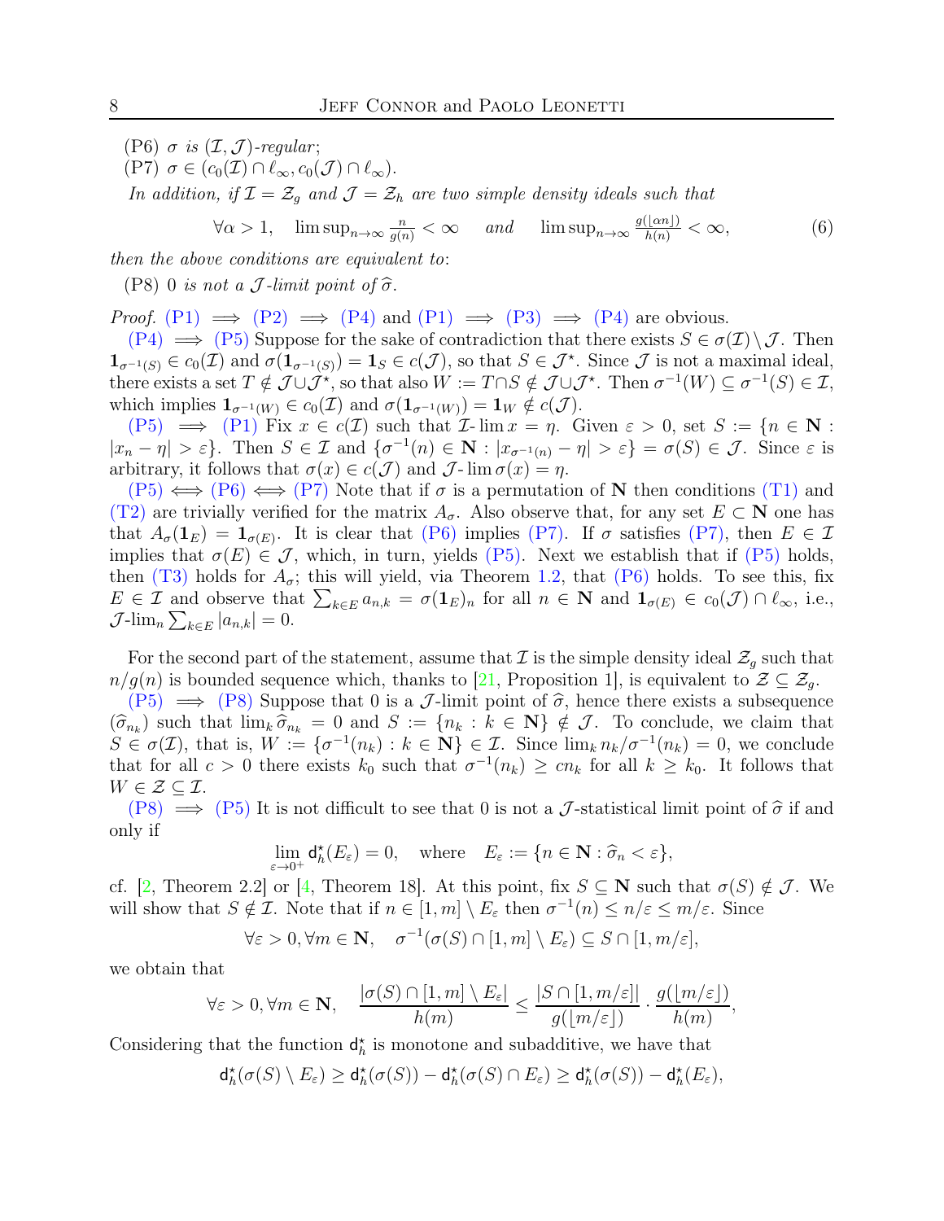(P6) $\sigma$ *is* $(\mathcal{I},\mathcal{J})$*-regular;*

(P7) $\sigma \in (c_0(\mathcal{I})\cap \ell_\infty, c_0(\mathcal{J})\cap \ell_\infty)$.

*In addition, if* $\mathcal{I}=\mathcal{Z}_g$ *and* $\mathcal{J}=\mathcal{Z}_h$ *are two simple density ideals such that*

$$\forall \alpha>1, \quad \limsup_{n\to\infty} \tfrac{n}{g(n)}<\infty \quad \text{ and } \quad \limsup_{n\to\infty} \tfrac{g(\lfloor \alpha n\rfloor)}{h(n)}<\infty, \tag{6}$$

*then the above conditions are equivalent to*:

(P8) $0$ *is not a* $\mathcal{J}$*-limit point of* $\widehat{\sigma}$.

*Proof.* (P1) $\implies$ (P2) $\implies$ (P4) and (P1) $\implies$ (P3) $\implies$ (P4) are obvious.

(P4) $\implies$ (P5) Suppose for the sake of contradiction that there exists $S\in \sigma(\mathcal{I})\setminus \mathcal{J}$. Then $\mathbf{1}_{\sigma^{-1}(S)}\in c_0(\mathcal{I})$ and $\sigma(\mathbf{1}_{\sigma^{-1}(S)})=\mathbf{1}_S\in c(\mathcal{J})$, so that $S\in \mathcal{J}^\star$. Since $\mathcal{J}$ is not a maximal ideal, there exists a set $T\notin \mathcal{J}\cup\mathcal{J}^\star$, so that also $W:=T\cap S\notin \mathcal{J}\cup\mathcal{J}^\star$. Then $\sigma^{-1}(W)\subseteq \sigma^{-1}(S)\in \mathcal{I}$, which implies $\mathbf{1}_{\sigma^{-1}(W)}\in c_0(\mathcal{I})$ and $\sigma(\mathbf{1}_{\sigma^{-1}(W)})=\mathbf{1}_W\notin c(\mathcal{J})$.

(P5) $\implies$ (P1) Fix $x\in c(\mathcal{I})$ such that $\mathcal{I}\text{-}\lim x=\eta$. Given $\varepsilon>0$, set $S:=\{n\in\mathbf{N}: |x_n-\eta|>\varepsilon\}$. Then $S\in\mathcal{I}$ and $\{\sigma^{-1}(n)\in\mathbf{N}: |x_{\sigma^{-1}(n)}-\eta|>\varepsilon\}=\sigma(S)\in\mathcal{J}$. Since $\varepsilon$ is arbitrary, it follows that $\sigma(x)\in c(\mathcal{J})$ and $\mathcal{J}\text{-}\lim \sigma(x)=\eta$.

(P5) $\Longleftrightarrow$ (P6) $\Longleftrightarrow$ (P7) Note that if $\sigma$ is a permutation of $\mathbf{N}$ then conditions (T1) and (T2) are trivially verified for the matrix $A_\sigma$. Also observe that, for any set $E\subset\mathbf{N}$ one has that $A_\sigma(\mathbf{1}_E)=\mathbf{1}_{\sigma(E)}$. It is clear that (P6) implies (P7). If $\sigma$ satisfies (P7), then $E\in\mathcal{I}$ implies that $\sigma(E)\in\mathcal{J}$, which, in turn, yields (P5). Next we establish that if (P5) holds, then (T3) holds for $A_\sigma$; this will yield, via Theorem 1.2, that (P6) holds. To see this, fix $E\in\mathcal{I}$ and observe that $\sum_{k\in E}a_{n,k}=\sigma(\mathbf{1}_E)_n$ for all $n\in\mathbf{N}$ and $\mathbf{1}_{\sigma(E)}\in c_0(\mathcal{J})\cap\ell_\infty$, i.e., $\mathcal{J}\text{-}\lim_n\sum_{k\in E}|a_{n,k}|=0$.

For the second part of the statement, assume that $\mathcal{I}$ is the simple density ideal $\mathcal{Z}_g$ such that $n/g(n)$ is bounded sequence which, thanks to [21, Proposition 1], is equivalent to $\mathcal{Z}\subseteq\mathcal{Z}_g$.

(P5) $\implies$ (P8) Suppose that $0$ is a $\mathcal{J}$-limit point of $\widehat{\sigma}$, hence there exists a subsequence $(\widehat{\sigma}_{n_k})$ such that $\lim_k \widehat{\sigma}_{n_k}=0$ and $S:=\{n_k: k\in\mathbf{N}\}\notin\mathcal{J}$. To conclude, we claim that $S\in\sigma(\mathcal{I})$, that is, $W:=\{\sigma^{-1}(n_k): k\in\mathbf{N}\}\in\mathcal{I}$. Since $\lim_k n_k/\sigma^{-1}(n_k)=0$, we conclude that for all $c>0$ there exists $k_0$ such that $\sigma^{-1}(n_k)\ge cn_k$ for all $k\ge k_0$. It follows that $W\in\mathcal{Z}\subseteq\mathcal{I}$.

(P8) $\implies$ (P5) It is not difficult to see that $0$ is not a $\mathcal{J}$-statistical limit point of $\widehat{\sigma}$ if and only if

$$\lim_{\varepsilon\to 0^+}\mathsf{d}_h^\star(E_\varepsilon)=0, \quad \text{where} \quad E_\varepsilon:=\{n\in\mathbf{N}:\widehat{\sigma}_n<\varepsilon\},$$

cf. [2, Theorem 2.2] or [4, Theorem 18]. At this point, fix $S\subseteq\mathbf{N}$ such that $\sigma(S)\notin\mathcal{J}$. We will show that $S\notin\mathcal{I}$. Note that if $n\in[1,m]\setminus E_\varepsilon$ then $\sigma^{-1}(n)\le n/\varepsilon\le m/\varepsilon$. Since

$$\forall \varepsilon>0, \forall m\in\mathbf{N}, \quad \sigma^{-1}(\sigma(S)\cap[1,m]\setminus E_\varepsilon)\subseteq S\cap[1,m/\varepsilon],$$

we obtain that

$$\forall \varepsilon>0, \forall m\in\mathbf{N}, \quad \frac{|\sigma(S)\cap[1,m]\setminus E_\varepsilon|}{h(m)}\le \frac{|S\cap[1,m/\varepsilon]|}{g(\lfloor m/\varepsilon\rfloor)}\cdot\frac{g(\lfloor m/\varepsilon\rfloor)}{h(m)},$$

Considering that the function $\mathsf{d}_h^\star$ is monotone and subadditive, we have that

$$\mathsf{d}_h^\star(\sigma(S)\setminus E_\varepsilon)\ge \mathsf{d}_h^\star(\sigma(S))-\mathsf{d}_h^\star(\sigma(S)\cap E_\varepsilon)\ge \mathsf{d}_h^\star(\sigma(S))-\mathsf{d}_h^\star(E_\varepsilon),$$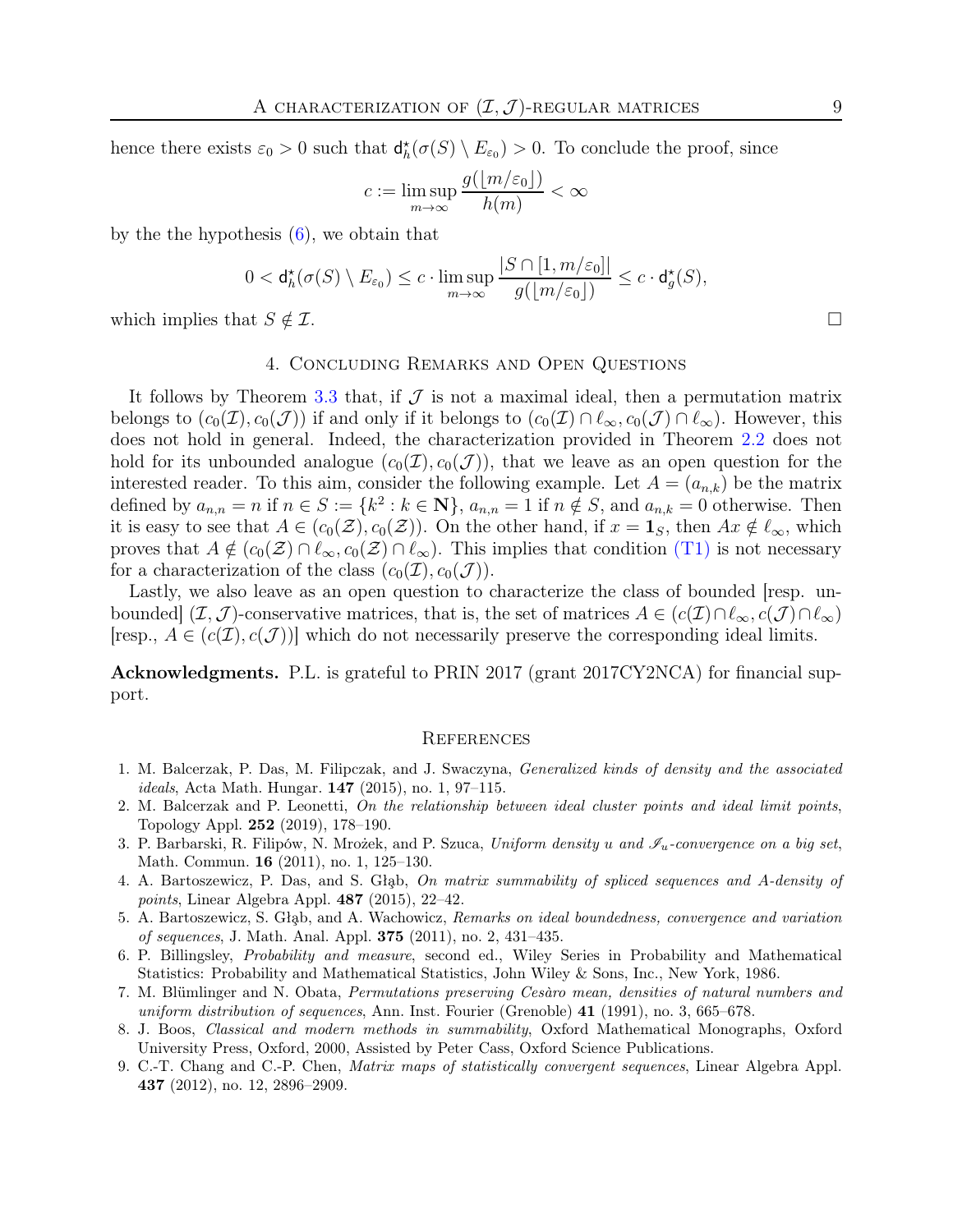hence there exists $\varepsilon_0 > 0$ such that $\mathsf{d}_h^\star(\sigma(S) \setminus E_{\varepsilon_0}) > 0$. To conclude the proof, since

$$c := \limsup_{m \to \infty} \frac{g(\lfloor m/\varepsilon_0 \rfloor)}{h(m)} < \infty$$

by the the hypothesis (6), we obtain that

$$0 < \mathsf{d}_h^\star(\sigma(S) \setminus E_{\varepsilon_0}) \le c \cdot \limsup_{m \to \infty} \frac{|S \cap [1, m/\varepsilon_0]|}{g(\lfloor m/\varepsilon_0 \rfloor)} \le c \cdot \mathsf{d}_g^\star(S),$$

which implies that $S \notin \mathcal{I}$. □

## 4. Concluding Remarks and Open Questions

It follows by Theorem 3.3 that, if $\mathcal{J}$ is not a maximal ideal, then a permutation matrix belongs to $(c_0(\mathcal{I}), c_0(\mathcal{J}))$ if and only if it belongs to $(c_0(\mathcal{I}) \cap \ell_\infty, c_0(\mathcal{J}) \cap \ell_\infty)$. However, this does not hold in general. Indeed, the characterization provided in Theorem 2.2 does not hold for its unbounded analogue $(c_0(\mathcal{I}), c_0(\mathcal{J}))$, that we leave as an open question for the interested reader. To this aim, consider the following example. Let $A = (a_{n,k})$ be the matrix defined by $a_{n,n} = n$ if $n \in S := \{k^2 : k \in \mathbf{N}\}$, $a_{n,n} = 1$ if $n \notin S$, and $a_{n,k} = 0$ otherwise. Then it is easy to see that $A \in (c_0(\mathcal{Z}), c_0(\mathcal{Z}))$. On the other hand, if $x = \mathbf{1}_S$, then $Ax \notin \ell_\infty$, which proves that $A \notin (c_0(\mathcal{Z}) \cap \ell_\infty, c_0(\mathcal{Z}) \cap \ell_\infty)$. This implies that condition (T1) is not necessary for a characterization of the class $(c_0(\mathcal{I}), c_0(\mathcal{J}))$.

Lastly, we also leave as an open question to characterize the class of bounded [resp. unbounded] $(\mathcal{I}, \mathcal{J})$-conservative matrices, that is, the set of matrices $A \in (c(\mathcal{I}) \cap \ell_\infty, c(\mathcal{J}) \cap \ell_\infty)$ [resp., $A \in (c(\mathcal{I}), c(\mathcal{J}))$] which do not necessarily preserve the corresponding ideal limits.

**Acknowledgments.** P.L. is grateful to PRIN 2017 (grant 2017CY2NCA) for financial support.

## References

1. M. Balcerzak, P. Das, M. Filipczak, and J. Swaczyna, *Generalized kinds of density and the associated ideals*, Acta Math. Hungar. **147** (2015), no. 1, 97–115.
2. M. Balcerzak and P. Leonetti, *On the relationship between ideal cluster points and ideal limit points*, Topology Appl. **252** (2019), 178–190.
3. P. Barbarski, R. Filipów, N. Mrożek, and P. Szuca, *Uniform density u and $\mathscr{I}_u$-convergence on a big set*, Math. Commun. **16** (2011), no. 1, 125–130.
4. A. Bartoszewicz, P. Das, and S. Głąb, *On matrix summability of spliced sequences and A-density of points*, Linear Algebra Appl. **487** (2015), 22–42.
5. A. Bartoszewicz, S. Głąb, and A. Wachowicz, *Remarks on ideal boundedness, convergence and variation of sequences*, J. Math. Anal. Appl. **375** (2011), no. 2, 431–435.
6. P. Billingsley, *Probability and measure*, second ed., Wiley Series in Probability and Mathematical Statistics: Probability and Mathematical Statistics, John Wiley & Sons, Inc., New York, 1986.
7. M. Blümlinger and N. Obata, *Permutations preserving Cesàro mean, densities of natural numbers and uniform distribution of sequences*, Ann. Inst. Fourier (Grenoble) **41** (1991), no. 3, 665–678.
8. J. Boos, *Classical and modern methods in summability*, Oxford Mathematical Monographs, Oxford University Press, Oxford, 2000, Assisted by Peter Cass, Oxford Science Publications.
9. C.-T. Chang and C.-P. Chen, *Matrix maps of statistically convergent sequences*, Linear Algebra Appl. **437** (2012), no. 12, 2896–2909.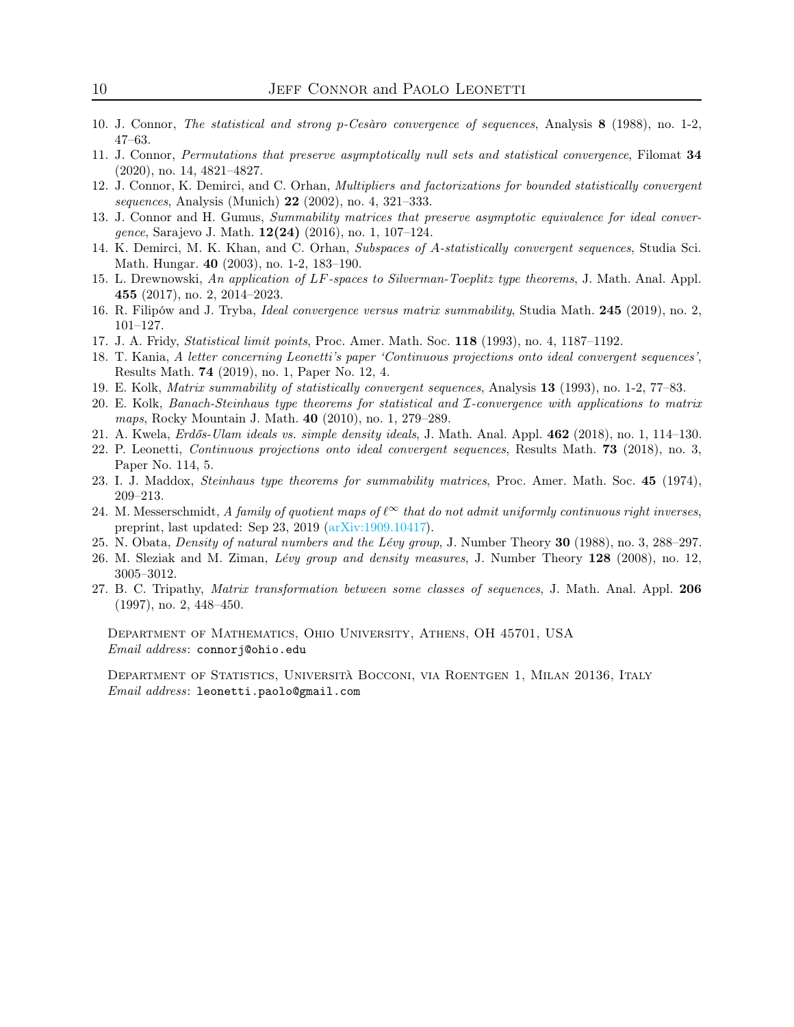10. J. Connor, *The statistical and strong p-Cesàro convergence of sequences*, Analysis **8** (1988), no. 1-2, 47–63.
11. J. Connor, *Permutations that preserve asymptotically null sets and statistical convergence*, Filomat **34** (2020), no. 14, 4821–4827.
12. J. Connor, K. Demirci, and C. Orhan, *Multipliers and factorizations for bounded statistically convergent sequences*, Analysis (Munich) **22** (2002), no. 4, 321–333.
13. J. Connor and H. Gumus, *Summability matrices that preserve asymptotic equivalence for ideal convergence*, Sarajevo J. Math. **12(24)** (2016), no. 1, 107–124.
14. K. Demirci, M. K. Khan, and C. Orhan, *Subspaces of A-statistically convergent sequences*, Studia Sci. Math. Hungar. **40** (2003), no. 1-2, 183–190.
15. L. Drewnowski, *An application of LF-spaces to Silverman-Toeplitz type theorems*, J. Math. Anal. Appl. **455** (2017), no. 2, 2014–2023.
16. R. Filipów and J. Tryba, *Ideal convergence versus matrix summability*, Studia Math. **245** (2019), no. 2, 101–127.
17. J. A. Fridy, *Statistical limit points*, Proc. Amer. Math. Soc. **118** (1993), no. 4, 1187–1192.
18. T. Kania, *A letter concerning Leonetti's paper 'Continuous projections onto ideal convergent sequences'*, Results Math. **74** (2019), no. 1, Paper No. 12, 4.
19. E. Kolk, *Matrix summability of statistically convergent sequences*, Analysis **13** (1993), no. 1-2, 77–83.
20. E. Kolk, *Banach-Steinhaus type theorems for statistical and $\mathcal{I}$-convergence with applications to matrix maps*, Rocky Mountain J. Math. **40** (2010), no. 1, 279–289.
21. A. Kwela, *Erdős-Ulam ideals vs. simple density ideals*, J. Math. Anal. Appl. **462** (2018), no. 1, 114–130.
22. P. Leonetti, *Continuous projections onto ideal convergent sequences*, Results Math. **73** (2018), no. 3, Paper No. 114, 5.
23. I. J. Maddox, *Steinhaus type theorems for summability matrices*, Proc. Amer. Math. Soc. **45** (1974), 209–213.
24. M. Messerschmidt, *A family of quotient maps of $\ell^\infty$ that do not admit uniformly continuous right inverses*, preprint, last updated: Sep 23, 2019 (arXiv:1909.10417).
25. N. Obata, *Density of natural numbers and the Lévy group*, J. Number Theory **30** (1988), no. 3, 288–297.
26. M. Sleziak and M. Ziman, *Lévy group and density measures*, J. Number Theory **128** (2008), no. 12, 3005–3012.
27. B. C. Tripathy, *Matrix transformation between some classes of sequences*, J. Math. Anal. Appl. **206** (1997), no. 2, 448–450.

Department of Mathematics, Ohio University, Athens, OH 45701, USA
*Email address*: connorj@ohio.edu

Department of Statistics, Università Bocconi, via Roentgen 1, Milan 20136, Italy
*Email address*: leonetti.paolo@gmail.com